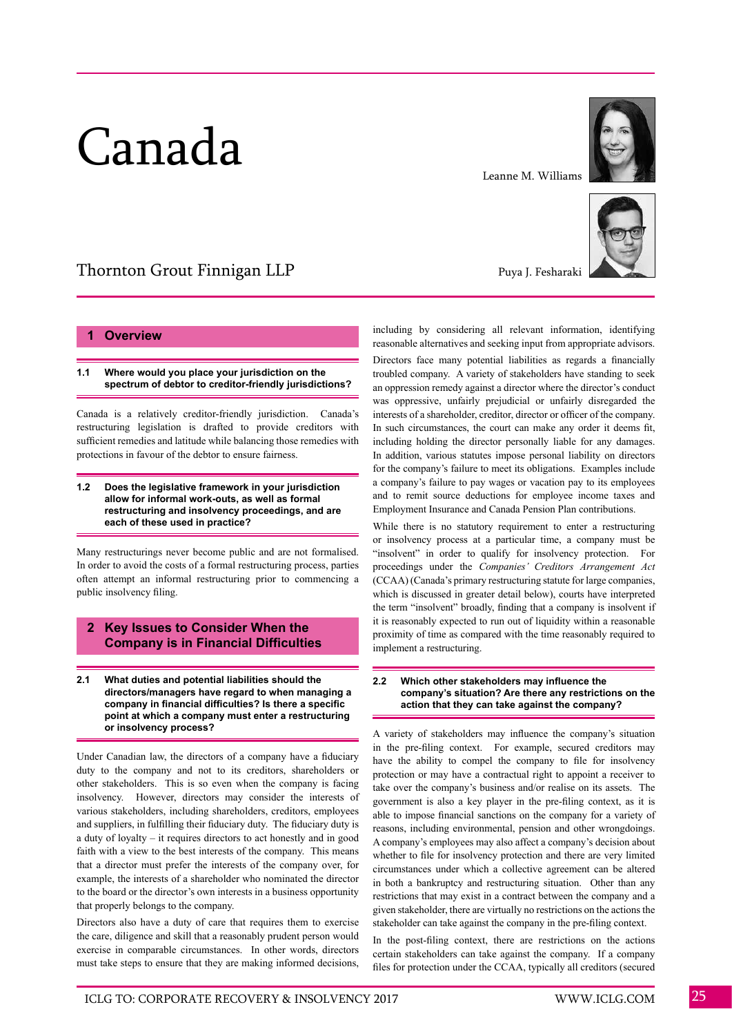# Canada

Leanne M. Williams

Puya J. Fesharaki

Thornton Grout Finnigan LLP

## 1 Overview

### 1.1 Where would you place your jurisdiction on the spectrum of debtor to creditor-friendly jurisdictions?

Canada is a relatively creditor-friendly jurisdiction. Canada's restructuring legislation is drafted to provide creditors with sufficient remedies and latitude while balancing those remedies with protections in favour of the debtor to ensure fairness.

### 1.2 Does the legislative framework in your jurisdiction allow for informal work-outs, as well as formal restructuring and insolvency proceedings, and are each of these used in practice?

Many restructurings never become public and are not formalised. In order to avoid the costs of a formal restructuring process, parties often attempt an informal restructuring prior to commencing a public insolvency filing.

## 2 Key Issues to Consider When the Company is in Financial Difficulties

### 2.1 What duties and potential liabilities should the directors/managers have regard to when managing a company in financial difficulties? Is there a specific point at which a company must enter a restructuring or insolvency process?

Under Canadian law, the directors of a company have a fiduciary duty to the company and not to its creditors, shareholders or other stakeholders. This is so even when the company is facing insolvency. However, directors may consider the interests of various stakeholders, including shareholders, creditors, employees and suppliers, in fulfilling their fiduciary duty. The fiduciary duty is a duty of loyalty – it requires directors to act honestly and in good faith with a view to the best interests of the company. This means that a director must prefer the interests of the company over, for example, the interests of a shareholder who nominated the director to the board or the director's own interests in a business opportunity that properly belongs to the company.

Directors also have a duty of care that requires them to exercise the care, diligence and skill that a reasonably prudent person would exercise in comparable circumstances. In other words, directors must take steps to ensure that they are making informed decisions, including by considering all relevant information, identifying reasonable alternatives and seeking input from appropriate advisors.

Directors face many potential liabilities as regards a financially troubled company. A variety of stakeholders have standing to seek an oppression remedy against a director where the director's conduct was oppressive, unfairly prejudicial or unfairly disregarded the interests of a shareholder, creditor, director or officer of the company. In such circumstances, the court can make any order it deems fit, including holding the director personally liable for any damages. In addition, various statutes impose personal liability on directors for the company's failure to meet its obligations. Examples include a company's failure to pay wages or vacation pay to its employees and to remit source deductions for employee income taxes and Employment Insurance and Canada Pension Plan contributions.

While there is no statutory requirement to enter a restructuring or insolvency process at a particular time, a company must be "insolvent" in order to qualify for insolvency protection. For proceedings under the *Companies' Creditors Arrangement Act* (CCAA) (Canada's primary restructuring statute for large companies, which is discussed in greater detail below), courts have interpreted the term "insolvent" broadly, finding that a company is insolvent if it is reasonably expected to run out of liquidity within a reasonable proximity of time as compared with the time reasonably required to implement a restructuring.

### 2.2 Which other stakeholders may influence the company's situation? Are there any restrictions on the action that they can take against the company?

A variety of stakeholders may influence the company's situation in the pre-filing context. For example, secured creditors may have the ability to compel the company to file for insolvency protection or may have a contractual right to appoint a receiver to take over the company's business and/or realise on its assets. The government is also a key player in the pre-filing context, as it is able to impose financial sanctions on the company for a variety of reasons, including environmental, pension and other wrongdoings. A company's employees may also affect a company's decision about whether to file for insolvency protection and there are very limited circumstances under which a collective agreement can be altered in both a bankruptcy and restructuring situation. Other than any restrictions that may exist in a contract between the company and a given stakeholder, there are virtually no restrictions on the actions the stakeholder can take against the company in the pre-filing context.

In the post-filing context, there are restrictions on the actions certain stakeholders can take against the company. If a company files for protection under the CCAA, typically all creditors (secured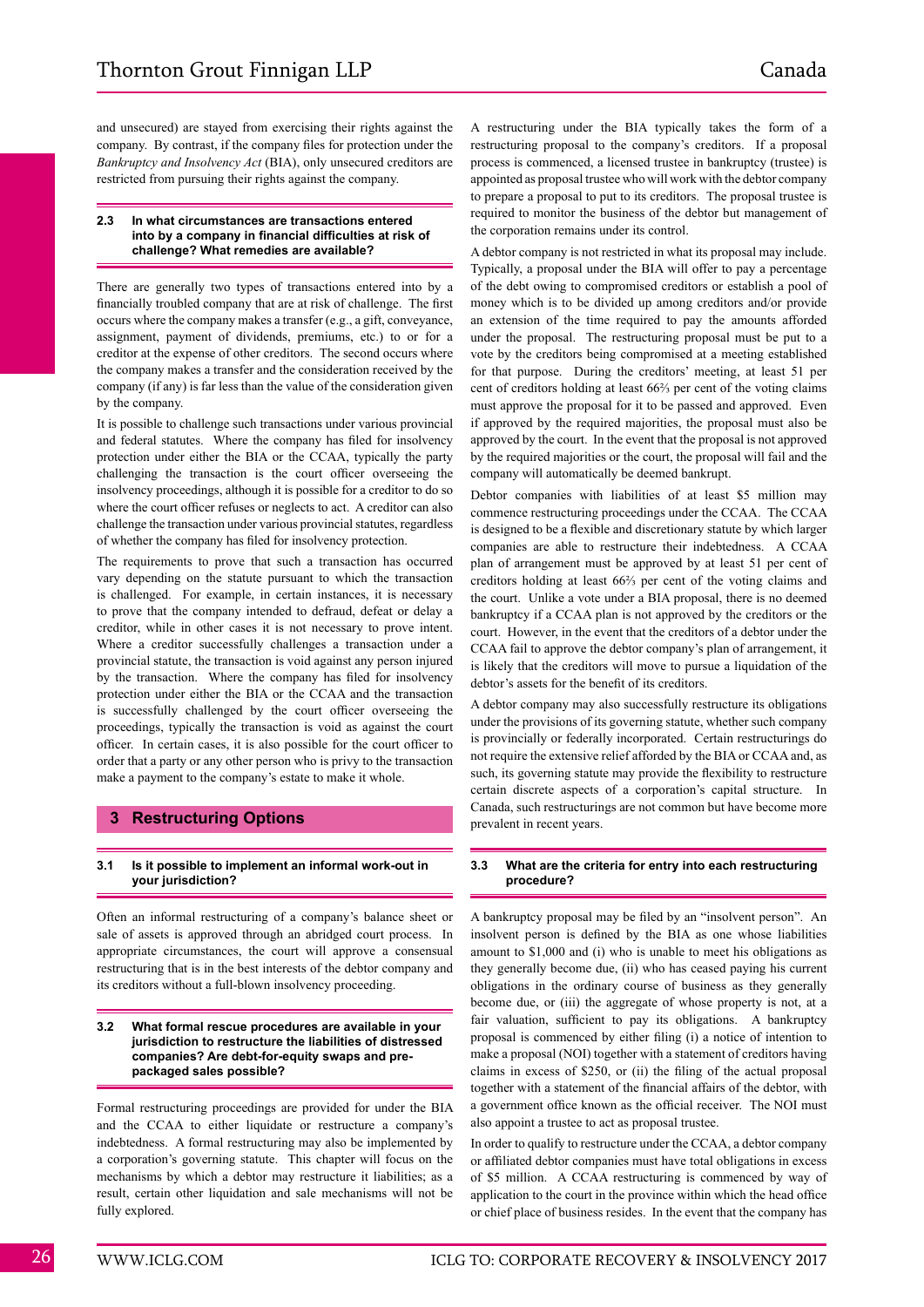and unsecured) are stayed from exercising their rights against the company. By contrast, if the company files for protection under the *Bankruptcy and Insolvency Act* (BIA), only unsecured creditors are restricted from pursuing their rights against the company.

### 2.3 In what circumstances are transactions entered into by a company in financial difficulties at risk of challenge? What remedies are available?

There are generally two types of transactions entered into by a financially troubled company that are at risk of challenge. The first occurs where the company makes a transfer (e.g., a gift, conveyance, assignment, payment of dividends, premiums, etc.) to or for a creditor at the expense of other creditors. The second occurs where the company makes a transfer and the consideration received by the company (if any) is far less than the value of the consideration given by the company.

It is possible to challenge such transactions under various provincial and federal statutes. Where the company has filed for insolvency protection under either the BIA or the CCAA, typically the party challenging the transaction is the court officer overseeing the insolvency proceedings, although it is possible for a creditor to do so where the court officer refuses or neglects to act. A creditor can also challenge the transaction under various provincial statutes, regardless of whether the company has filed for insolvency protection.

The requirements to prove that such a transaction has occurred vary depending on the statute pursuant to which the transaction is challenged. For example, in certain instances, it is necessary to prove that the company intended to defraud, defeat or delay a creditor, while in other cases it is not necessary to prove intent. Where a creditor successfully challenges a transaction under a provincial statute, the transaction is void against any person injured by the transaction. Where the company has filed for insolvency protection under either the BIA or the CCAA and the transaction is successfully challenged by the court officer overseeing the proceedings, typically the transaction is void as against the court officer. In certain cases, it is also possible for the court officer to order that a party or any other person who is privy to the transaction make a payment to the company's estate to make it whole.

## 3 Restructuring Options

### 3.1 Is it possible to implement an informal work-out in your jurisdiction?

Often an informal restructuring of a company's balance sheet or sale of assets is approved through an abridged court process. In appropriate circumstances, the court will approve a consensual restructuring that is in the best interests of the debtor company and its creditors without a full-blown insolvency proceeding.

### 3.2 What formal rescue procedures are available in your jurisdiction to restructure the liabilities of distressed companies? Are debt-for-equity swaps and pre-packaged sales possible?

Formal restructuring proceedings are provided for under the BIA and the CCAA to either liquidate or restructure a company's indebtedness. A formal restructuring may also be implemented by a corporation's governing statute. This chapter will focus on the mechanisms by which a debtor may restructure it liabilities; as a result, certain other liquidation and sale mechanisms will not be fully explored.

A restructuring under the BIA typically takes the form of a restructuring proposal to the company's creditors. If a proposal process is commenced, a licensed trustee in bankruptcy (trustee) is appointed as proposal trustee who will work with the debtor company to prepare a proposal to put to its creditors. The proposal trustee is required to monitor the business of the debtor but management of the corporation remains under its control.

A debtor company is not restricted in what its proposal may include. Typically, a proposal under the BIA will offer to pay a percentage of the debt owing to compromised creditors or establish a pool of money which is to be divided up among creditors and/or provide an extension of the time required to pay the amounts afforded under the proposal. The restructuring proposal must be put to a vote by the creditors being compromised at a meeting established for that purpose. During the creditors' meeting, at least 51 per cent of creditors holding at least 66⅔ per cent of the voting claims must approve the proposal for it to be passed and approved. Even if approved by the required majorities, the proposal must also be approved by the court. In the event that the proposal is not approved by the required majorities or the court, the proposal will fail and the company will automatically be deemed bankrupt.

Debtor companies with liabilities of at least $5 million may commence restructuring proceedings under the CCAA. The CCAA is designed to be a flexible and discretionary statute by which larger companies are able to restructure their indebtedness. A CCAA plan of arrangement must be approved by at least 51 per cent of creditors holding at least 66⅔ per cent of the voting claims and the court. Unlike a vote under a BIA proposal, there is no deemed bankruptcy if a CCAA plan is not approved by the creditors or the court. However, in the event that the creditors of a debtor under the CCAA fail to approve the debtor company's plan of arrangement, it is likely that the creditors will move to pursue a liquidation of the debtor's assets for the benefit of its creditors.

A debtor company may also successfully restructure its obligations under the provisions of its governing statute, whether such company is provincially or federally incorporated. Certain restructurings do not require the extensive relief afforded by the BIA or CCAA and, as such, its governing statute may provide the flexibility to restructure certain discrete aspects of a corporation's capital structure. In Canada, such restructurings are not common but have become more prevalent in recent years.

### 3.3 What are the criteria for entry into each restructuring procedure?

A bankruptcy proposal may be filed by an "insolvent person". An insolvent person is defined by the BIA as one whose liabilities amount to $1,000 and (i) who is unable to meet his obligations as they generally become due, (ii) who has ceased paying his current obligations in the ordinary course of business as they generally become due, or (iii) the aggregate of whose property is not, at a fair valuation, sufficient to pay its obligations. A bankruptcy proposal is commenced by either filing (i) a notice of intention to make a proposal (NOI) together with a statement of creditors having claims in excess of $250, or (ii) the filing of the actual proposal together with a statement of the financial affairs of the debtor, with a government office known as the official receiver. The NOI must also appoint a trustee to act as proposal trustee.

In order to qualify to restructure under the CCAA, a debtor company or affiliated debtor companies must have total obligations in excess of $5 million. A CCAA restructuring is commenced by way of application to the court in the province within which the head office or chief place of business resides. In the event that the company has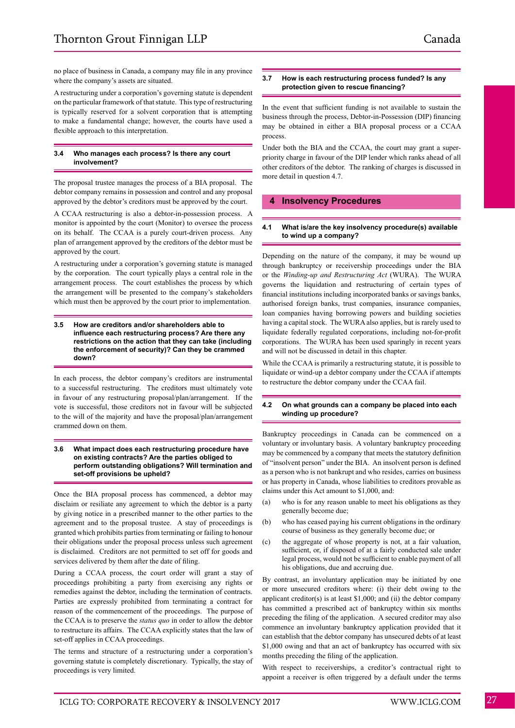no place of business in Canada, a company may file in any province where the company's assets are situated.

A restructuring under a corporation's governing statute is dependent on the particular framework of that statute. This type of restructuring is typically reserved for a solvent corporation that is attempting to make a fundamental change; however, the courts have used a flexible approach to this interpretation.

### 3.4 Who manages each process? Is there any court involvement?

The proposal trustee manages the process of a BIA proposal. The debtor company remains in possession and control and any proposal approved by the debtor's creditors must be approved by the court.

A CCAA restructuring is also a debtor-in-possession process. A monitor is appointed by the court (Monitor) to oversee the process on its behalf. The CCAA is a purely court-driven process. Any plan of arrangement approved by the creditors of the debtor must be approved by the court.

A restructuring under a corporation's governing statute is managed by the corporation. The court typically plays a central role in the arrangement process. The court establishes the process by which the arrangement will be presented to the company's stakeholders which must then be approved by the court prior to implementation.

### 3.5 How are creditors and/or shareholders able to influence each restructuring process? Are there any restrictions on the action that they can take (including the enforcement of security)? Can they be crammed down?

In each process, the debtor company's creditors are instrumental to a successful restructuring. The creditors must ultimately vote in favour of any restructuring proposal/plan/arrangement. If the vote is successful, those creditors not in favour will be subjected to the will of the majority and have the proposal/plan/arrangement crammed down on them.

### 3.6 What impact does each restructuring procedure have on existing contracts? Are the parties obliged to perform outstanding obligations? Will termination and set-off provisions be upheld?

Once the BIA proposal process has commenced, a debtor may disclaim or resiliate any agreement to which the debtor is a party by giving notice in a prescribed manner to the other parties to the agreement and to the proposal trustee. A stay of proceedings is granted which prohibits parties from terminating or failing to honour their obligations under the proposal process unless such agreement is disclaimed. Creditors are not permitted to set off for goods and services delivered by them after the date of filing.

During a CCAA process, the court order will grant a stay of proceedings prohibiting a party from exercising any rights or remedies against the debtor, including the termination of contracts. Parties are expressly prohibited from terminating a contract for reason of the commencement of the proceedings. The purpose of the CCAA is to preserve the *status quo* in order to allow the debtor to restructure its affairs. The CCAA explicitly states that the law of set-off applies in CCAA proceedings.

The terms and structure of a restructuring under a corporation's governing statute is completely discretionary. Typically, the stay of proceedings is very limited.

### 3.7 How is each restructuring process funded? Is any protection given to rescue financing?

In the event that sufficient funding is not available to sustain the business through the process, Debtor-in-Possession (DIP) financing may be obtained in either a BIA proposal process or a CCAA process.

Under both the BIA and the CCAA, the court may grant a super-priority charge in favour of the DIP lender which ranks ahead of all other creditors of the debtor. The ranking of charges is discussed in more detail in question 4.7.

## 4 Insolvency Procedures

### 4.1 What is/are the key insolvency procedure(s) available to wind up a company?

Depending on the nature of the company, it may be wound up through bankruptcy or receivership proceedings under the BIA or the *Winding-up and Restructuring Act* (WURA). The WURA governs the liquidation and restructuring of certain types of financial institutions including incorporated banks or savings banks, authorised foreign banks, trust companies, insurance companies, loan companies having borrowing powers and building societies having a capital stock. The WURA also applies, but is rarely used to liquidate federally regulated corporations, including not-for-profit corporations. The WURA has been used sparingly in recent years and will not be discussed in detail in this chapter.

While the CCAA is primarily a restructuring statute, it is possible to liquidate or wind-up a debtor company under the CCAA if attempts to restructure the debtor company under the CCAA fail.

### 4.2 On what grounds can a company be placed into each winding up procedure?

Bankruptcy proceedings in Canada can be commenced on a voluntary or involuntary basis. A voluntary bankruptcy proceeding may be commenced by a company that meets the statutory definition of "insolvent person" under the BIA. An insolvent person is defined as a person who is not bankrupt and who resides, carries on business or has property in Canada, whose liabilities to creditors provable as claims under this Act amount to $1,000, and:

(a) who is for any reason unable to meet his obligations as they generally become due;

(b) who has ceased paying his current obligations in the ordinary course of business as they generally become due; or

(c) the aggregate of whose property is not, at a fair valuation, sufficient, or, if disposed of at a fairly conducted sale under legal process, would not be sufficient to enable payment of all his obligations, due and accruing due.

By contrast, an involuntary application may be initiated by one or more unsecured creditors where: (i) their debt owing to the applicant creditor(s) is at least $1,000; and (ii) the debtor company has committed a prescribed act of bankruptcy within six months preceding the filing of the application. A secured creditor may also commence an involuntary bankruptcy application provided that it can establish that the debtor company has unsecured debts of at least $1,000 owing and that an act of bankruptcy has occurred with six months preceding the filing of the application.

With respect to receiverships, a creditor's contractual right to appoint a receiver is often triggered by a default under the terms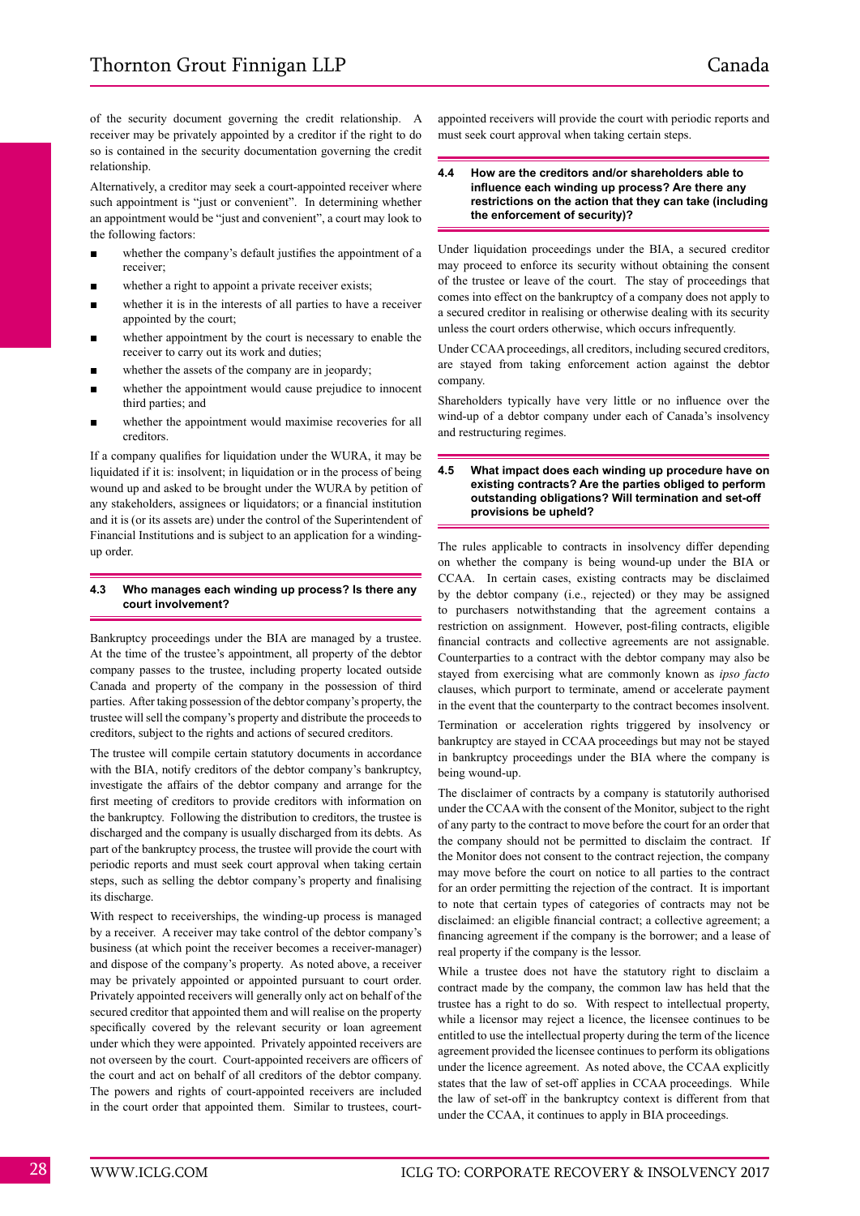of the security document governing the credit relationship. A receiver may be privately appointed by a creditor if the right to do so is contained in the security documentation governing the credit relationship.

Alternatively, a creditor may seek a court-appointed receiver where such appointment is "just or convenient". In determining whether an appointment would be "just and convenient", a court may look to the following factors:

- whether the company's default justifies the appointment of a receiver;
- whether a right to appoint a private receiver exists;
- whether it is in the interests of all parties to have a receiver appointed by the court;
- whether appointment by the court is necessary to enable the receiver to carry out its work and duties;
- whether the assets of the company are in jeopardy;
- whether the appointment would cause prejudice to innocent third parties; and
- whether the appointment would maximise recoveries for all creditors.

If a company qualifies for liquidation under the WURA, it may be liquidated if it is: insolvent; in liquidation or in the process of being wound up and asked to be brought under the WURA by petition of any stakeholders, assignees or liquidators; or a financial institution and it is (or its assets are) under the control of the Superintendent of Financial Institutions and is subject to an application for a winding-up order.

### 4.3 Who manages each winding up process? Is there any court involvement?

Bankruptcy proceedings under the BIA are managed by a trustee. At the time of the trustee's appointment, all property of the debtor company passes to the trustee, including property located outside Canada and property of the company in the possession of third parties. After taking possession of the debtor company's property, the trustee will sell the company's property and distribute the proceeds to creditors, subject to the rights and actions of secured creditors.

The trustee will compile certain statutory documents in accordance with the BIA, notify creditors of the debtor company's bankruptcy, investigate the affairs of the debtor company and arrange for the first meeting of creditors to provide creditors with information on the bankruptcy. Following the distribution to creditors, the trustee is discharged and the company is usually discharged from its debts. As part of the bankruptcy process, the trustee will provide the court with periodic reports and must seek court approval when taking certain steps, such as selling the debtor company's property and finalising its discharge.

With respect to receiverships, the winding-up process is managed by a receiver. A receiver may take control of the debtor company's business (at which point the receiver becomes a receiver-manager) and dispose of the company's property. As noted above, a receiver may be privately appointed or appointed pursuant to court order. Privately appointed receivers will generally only act on behalf of the secured creditor that appointed them and will realise on the property specifically covered by the relevant security or loan agreement under which they were appointed. Privately appointed receivers are not overseen by the court. Court-appointed receivers are officers of the court and act on behalf of all creditors of the debtor company. The powers and rights of court-appointed receivers are included in the court order that appointed them. Similar to trustees, court-appointed receivers will provide the court with periodic reports and must seek court approval when taking certain steps.

### 4.4 How are the creditors and/or shareholders able to influence each winding up process? Are there any restrictions on the action that they can take (including the enforcement of security)?

Under liquidation proceedings under the BIA, a secured creditor may proceed to enforce its security without obtaining the consent of the trustee or leave of the court. The stay of proceedings that comes into effect on the bankruptcy of a company does not apply to a secured creditor in realising or otherwise dealing with its security unless the court orders otherwise, which occurs infrequently.

Under CCAA proceedings, all creditors, including secured creditors, are stayed from taking enforcement action against the debtor company.

Shareholders typically have very little or no influence over the wind-up of a debtor company under each of Canada's insolvency and restructuring regimes.

### 4.5 What impact does each winding up procedure have on existing contracts? Are the parties obliged to perform outstanding obligations? Will termination and set-off provisions be upheld?

The rules applicable to contracts in insolvency differ depending on whether the company is being wound-up under the BIA or CCAA. In certain cases, existing contracts may be disclaimed by the debtor company (i.e., rejected) or they may be assigned to purchasers notwithstanding that the agreement contains a restriction on assignment. However, post-filing contracts, eligible financial contracts and collective agreements are not assignable. Counterparties to a contract with the debtor company may also be stayed from exercising what are commonly known as *ipso facto* clauses, which purport to terminate, amend or accelerate payment in the event that the counterparty to the contract becomes insolvent.

Termination or acceleration rights triggered by insolvency or bankruptcy are stayed in CCAA proceedings but may not be stayed in bankruptcy proceedings under the BIA where the company is being wound-up.

The disclaimer of contracts by a company is statutorily authorised under the CCAA with the consent of the Monitor, subject to the right of any party to the contract to move before the court for an order that the company should not be permitted to disclaim the contract. If the Monitor does not consent to the contract rejection, the company may move before the court on notice to all parties to the contract for an order permitting the rejection of the contract. It is important to note that certain types of categories of contracts may not be disclaimed: an eligible financial contract; a collective agreement; a financing agreement if the company is the borrower; and a lease of real property if the company is the lessor.

While a trustee does not have the statutory right to disclaim a contract made by the company, the common law has held that the trustee has a right to do so. With respect to intellectual property, while a licensor may reject a licence, the licensee continues to be entitled to use the intellectual property during the term of the licence agreement provided the licensee continues to perform its obligations under the licence agreement. As noted above, the CCAA explicitly states that the law of set-off applies in CCAA proceedings. While the law of set-off in the bankruptcy context is different from that under the CCAA, it continues to apply in BIA proceedings.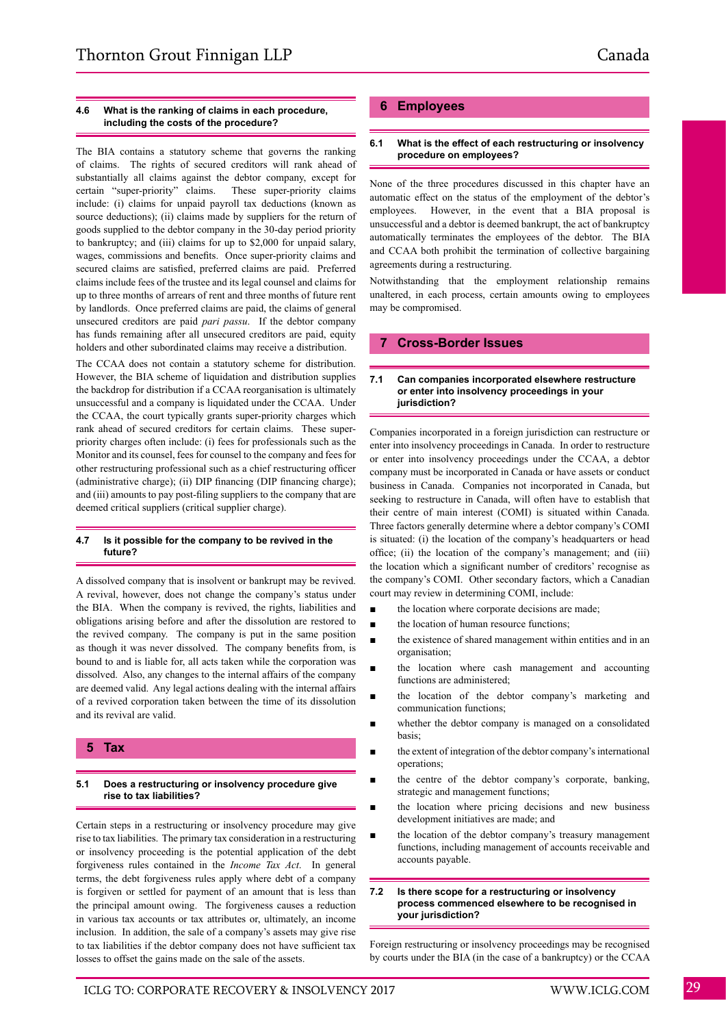### 4.6 What is the ranking of claims in each procedure, including the costs of the procedure?

The BIA contains a statutory scheme that governs the ranking of claims. The rights of secured creditors will rank ahead of substantially all claims against the debtor company, except for certain "super-priority" claims. These super-priority claims include: (i) claims for unpaid payroll tax deductions (known as source deductions); (ii) claims made by suppliers for the return of goods supplied to the debtor company in the 30-day period priority to bankruptcy; and (iii) claims for up to $2,000 for unpaid salary, wages, commissions and benefits. Once super-priority claims and secured claims are satisfied, preferred claims are paid. Preferred claims include fees of the trustee and its legal counsel and claims for up to three months of arrears of rent and three months of future rent by landlords. Once preferred claims are paid, the claims of general unsecured creditors are paid *pari passu*. If the debtor company has funds remaining after all unsecured creditors are paid, equity holders and other subordinated claims may receive a distribution.

The CCAA does not contain a statutory scheme for distribution. However, the BIA scheme of liquidation and distribution supplies the backdrop for distribution if a CCAA reorganisation is ultimately unsuccessful and a company is liquidated under the CCAA. Under the CCAA, the court typically grants super-priority charges which rank ahead of secured creditors for certain claims. These super-priority charges often include: (i) fees for professionals such as the Monitor and its counsel, fees for counsel to the company and fees for other restructuring professional such as a chief restructuring officer (administrative charge); (ii) DIP financing (DIP financing charge); and (iii) amounts to pay post-filing suppliers to the company that are deemed critical suppliers (critical supplier charge).

### 4.7 Is it possible for the company to be revived in the future?

A dissolved company that is insolvent or bankrupt may be revived. A revival, however, does not change the company's status under the BIA. When the company is revived, the rights, liabilities and obligations arising before and after the dissolution are restored to the revived company. The company is put in the same position as though it was never dissolved. The company benefits from, is bound to and is liable for, all acts taken while the corporation was dissolved. Also, any changes to the internal affairs of the company are deemed valid. Any legal actions dealing with the internal affairs of a revived corporation taken between the time of its dissolution and its revival are valid.

## 5 Tax

### 5.1 Does a restructuring or insolvency procedure give rise to tax liabilities?

Certain steps in a restructuring or insolvency procedure may give rise to tax liabilities. The primary tax consideration in a restructuring or insolvency proceeding is the potential application of the debt forgiveness rules contained in the *Income Tax Act*. In general terms, the debt forgiveness rules apply where debt of a company is forgiven or settled for payment of an amount that is less than the principal amount owing. The forgiveness causes a reduction in various tax accounts or tax attributes or, ultimately, an income inclusion. In addition, the sale of a company's assets may give rise to tax liabilities if the debtor company does not have sufficient tax losses to offset the gains made on the sale of the assets.

## 6 Employees

### 6.1 What is the effect of each restructuring or insolvency procedure on employees?

None of the three procedures discussed in this chapter have an automatic effect on the status of the employment of the debtor's employees. However, in the event that a BIA proposal is unsuccessful and a debtor is deemed bankrupt, the act of bankruptcy automatically terminates the employees of the debtor. The BIA and CCAA both prohibit the termination of collective bargaining agreements during a restructuring.

Notwithstanding that the employment relationship remains unaltered, in each process, certain amounts owing to employees may be compromised.

## 7 Cross-Border Issues

### 7.1 Can companies incorporated elsewhere restructure or enter into insolvency proceedings in your jurisdiction?

Companies incorporated in a foreign jurisdiction can restructure or enter into insolvency proceedings in Canada. In order to restructure or enter into insolvency proceedings under the CCAA, a debtor company must be incorporated in Canada or have assets or conduct business in Canada. Companies not incorporated in Canada, but seeking to restructure in Canada, will often have to establish that their centre of main interest (COMI) is situated within Canada. Three factors generally determine where a debtor company's COMI is situated: (i) the location of the company's headquarters or head office; (ii) the location of the company's management; and (iii) the location which a significant number of creditors' recognise as the company's COMI. Other secondary factors, which a Canadian court may review in determining COMI, include:

- the location where corporate decisions are made;
- the location of human resource functions;
- the existence of shared management within entities and in an organisation;
- the location where cash management and accounting functions are administered;
- the location of the debtor company's marketing and communication functions;
- whether the debtor company is managed on a consolidated basis;
- the extent of integration of the debtor company's international operations;
- the centre of the debtor company's corporate, banking, strategic and management functions;
- the location where pricing decisions and new business development initiatives are made; and
- the location of the debtor company's treasury management functions, including management of accounts receivable and accounts payable.

### 7.2 Is there scope for a restructuring or insolvency process commenced elsewhere to be recognised in your jurisdiction?

Foreign restructuring or insolvency proceedings may be recognised by courts under the BIA (in the case of a bankruptcy) or the CCAA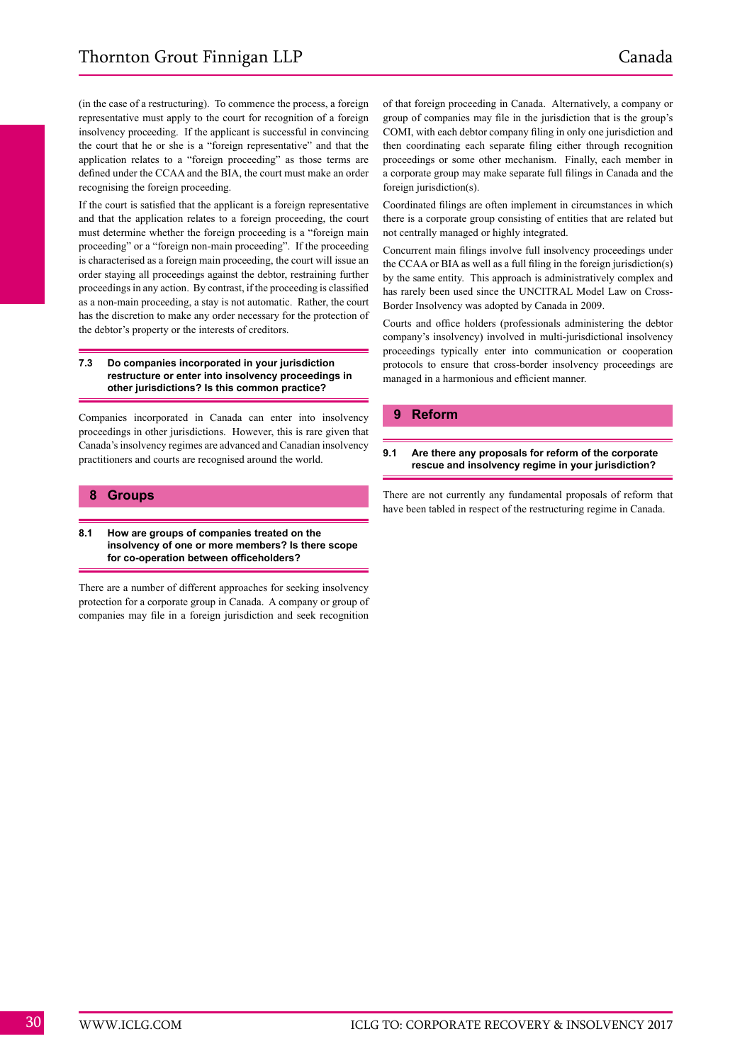(in the case of a restructuring). To commence the process, a foreign representative must apply to the court for recognition of a foreign insolvency proceeding. If the applicant is successful in convincing the court that he or she is a "foreign representative" and that the application relates to a "foreign proceeding" as those terms are defined under the CCAA and the BIA, the court must make an order recognising the foreign proceeding.

If the court is satisfied that the applicant is a foreign representative and that the application relates to a foreign proceeding, the court must determine whether the foreign proceeding is a "foreign main proceeding" or a "foreign non-main proceeding". If the proceeding is characterised as a foreign main proceeding, the court will issue an order staying all proceedings against the debtor, restraining further proceedings in any action. By contrast, if the proceeding is classified as a non-main proceeding, a stay is not automatic. Rather, the court has the discretion to make any order necessary for the protection of the debtor's property or the interests of creditors.

### 7.3 Do companies incorporated in your jurisdiction restructure or enter into insolvency proceedings in other jurisdictions? Is this common practice?

Companies incorporated in Canada can enter into insolvency proceedings in other jurisdictions. However, this is rare given that Canada's insolvency regimes are advanced and Canadian insolvency practitioners and courts are recognised around the world.

## 8 Groups

### 8.1 How are groups of companies treated on the insolvency of one or more members? Is there scope for co-operation between officeholders?

There are a number of different approaches for seeking insolvency protection for a corporate group in Canada. A company or group of companies may file in a foreign jurisdiction and seek recognition of that foreign proceeding in Canada. Alternatively, a company or group of companies may file in the jurisdiction that is the group's COMI, with each debtor company filing in only one jurisdiction and then coordinating each separate filing either through recognition proceedings or some other mechanism. Finally, each member in a corporate group may make separate full filings in Canada and the foreign jurisdiction(s).

Coordinated filings are often implement in circumstances in which there is a corporate group consisting of entities that are related but not centrally managed or highly integrated.

Concurrent main filings involve full insolvency proceedings under the CCAA or BIA as well as a full filing in the foreign jurisdiction(s) by the same entity. This approach is administratively complex and has rarely been used since the UNCITRAL Model Law on Cross-Border Insolvency was adopted by Canada in 2009.

Courts and office holders (professionals administering the debtor company's insolvency) involved in multi-jurisdictional insolvency proceedings typically enter into communication or cooperation protocols to ensure that cross-border insolvency proceedings are managed in a harmonious and efficient manner.

## 9 Reform

### 9.1 Are there any proposals for reform of the corporate rescue and insolvency regime in your jurisdiction?

There are not currently any fundamental proposals of reform that have been tabled in respect of the restructuring regime in Canada.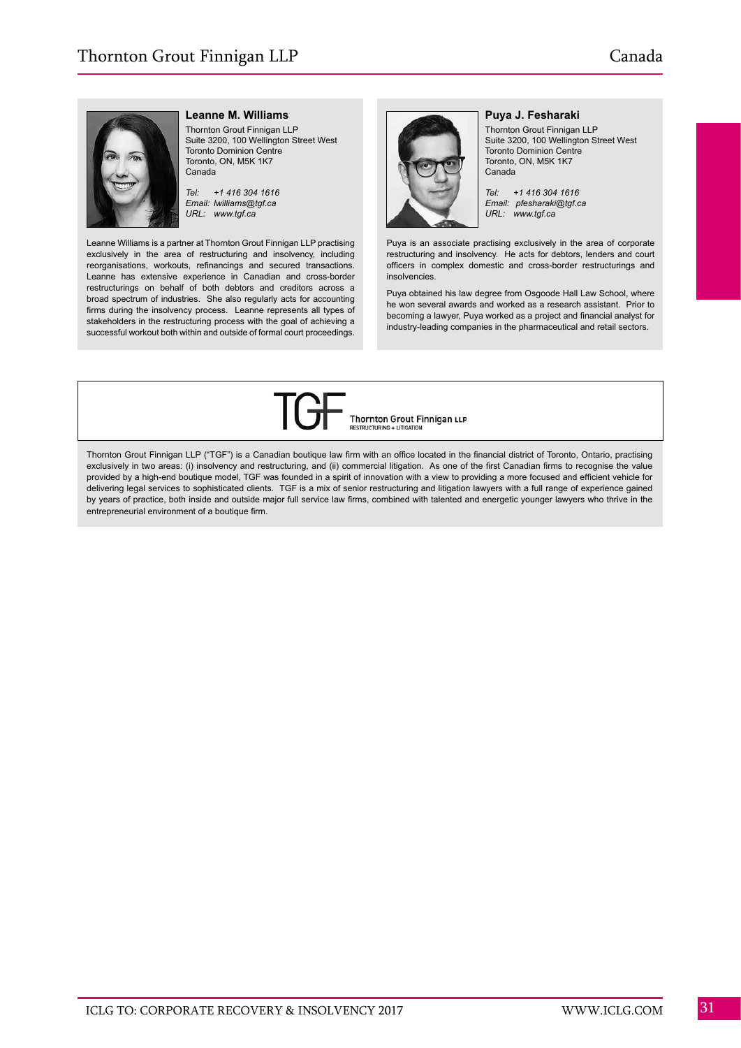### Leanne M. Williams

Thornton Grout Finnigan LLP
Suite 3200, 100 Wellington Street West
Toronto Dominion Centre
Toronto, ON, M5K 1K7
Canada

*Tel: +1 416 304 1616*
*Email: lwilliams@tgf.ca*
*URL: www.tgf.ca*

Leanne Williams is a partner at Thornton Grout Finnigan LLP practising exclusively in the area of restructuring and insolvency, including reorganisations, workouts, refinancings and secured transactions. Leanne has extensive experience in Canadian and cross-border restructurings on behalf of both debtors and creditors across a broad spectrum of industries. She also regularly acts for accounting firms during the insolvency process. Leanne represents all types of stakeholders in the restructuring process with the goal of achieving a successful workout both within and outside of formal court proceedings.

### Puya J. Fesharaki

Thornton Grout Finnigan LLP
Suite 3200, 100 Wellington Street West
Toronto Dominion Centre
Toronto, ON, M5K 1K7
Canada

*Tel: +1 416 304 1616*
*Email: pfesharaki@tgf.ca*
*URL: www.tgf.ca*

Puya is an associate practising exclusively in the area of corporate restructuring and insolvency. He acts for debtors, lenders and court officers in complex domestic and cross-border restructurings and insolvencies.

Puya obtained his law degree from Osgoode Hall Law School, where he won several awards and worked as a research assistant. Prior to becoming a lawyer, Puya worked as a project and financial analyst for industry-leading companies in the pharmaceutical and retail sectors.

TGF Thornton Grout Finnigan LLP
RESTRUCTURING + LITIGATION

Thornton Grout Finnigan LLP ("TGF") is a Canadian boutique law firm with an office located in the financial district of Toronto, Ontario, practising exclusively in two areas: (i) insolvency and restructuring, and (ii) commercial litigation. As one of the first Canadian firms to recognise the value provided by a high-end boutique model, TGF was founded in a spirit of innovation with a view to providing a more focused and efficient vehicle for delivering legal services to sophisticated clients. TGF is a mix of senior restructuring and litigation lawyers with a full range of experience gained by years of practice, both inside and outside major full service law firms, combined with talented and energetic younger lawyers who thrive in the entrepreneurial environment of a boutique firm.